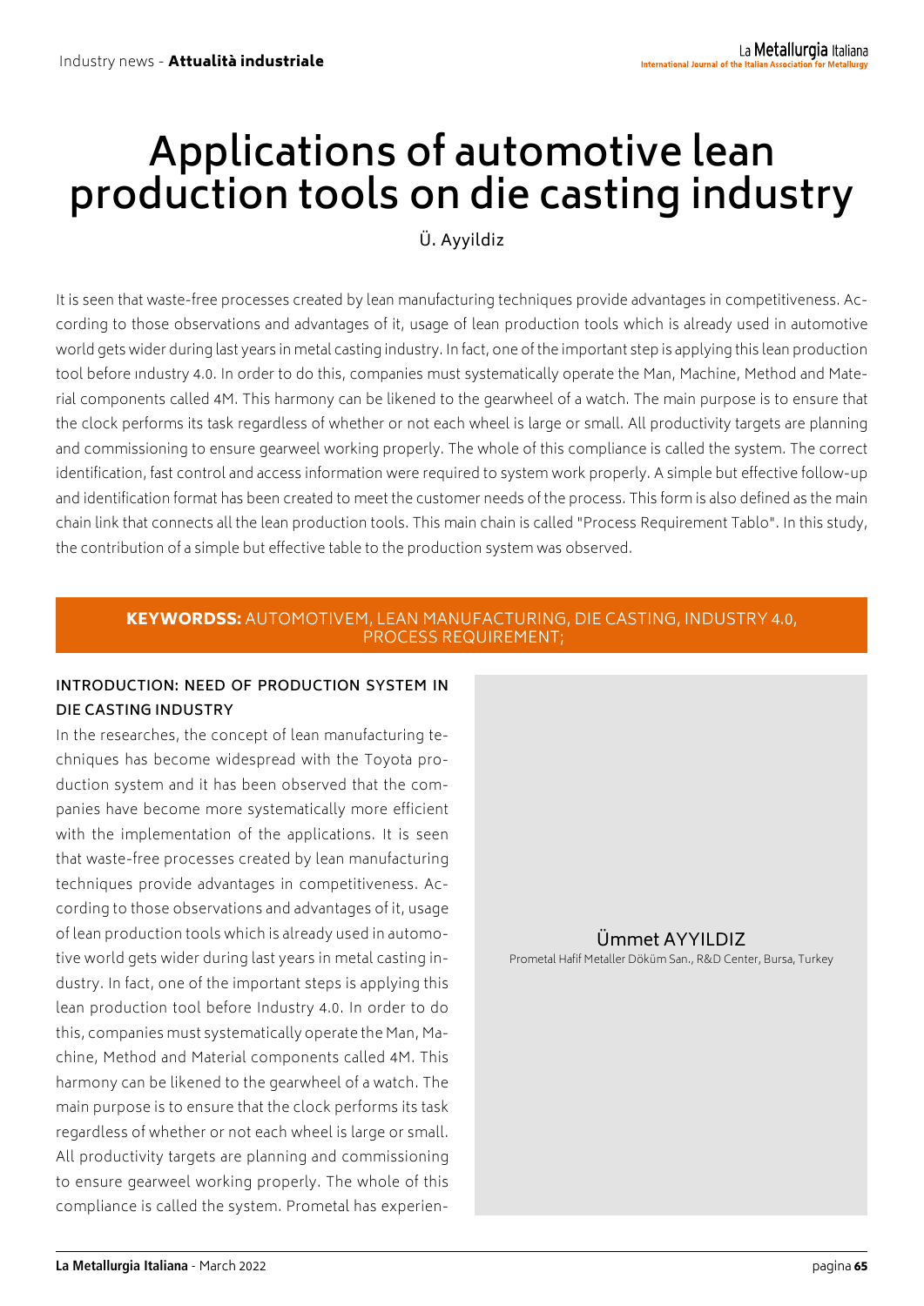# Applications of automotive lean production tools on die casting industry

Ü. Ayyildiz

It is seen that waste-free processes created by lean manufacturing techniques provide advantages in competitiveness. According to those observations and advantages of it, usage of lean production tools which is already used in automotive world gets wider during last years in metal casting industry. In fact, one of the important step is applying this lean production tool before ındustry 4.0. In order to do this, companies must systematically operate the Man, Machine, Method and Material components called 4M. This harmony can be likened to the gearwheel of a watch. The main purpose is to ensure that the clock performs its task regardless of whether or not each wheel is large or small. All productivity targets are planning and commissioning to ensure gearweel working properly. The whole of this compliance is called the system. The correct identification, fast control and access information were required to system work properly. A simple but effective follow-up and identification format has been created to meet the customer needs of the process. This form is also defined as the main chain link that connects all the lean production tools. This main chain is called "Process Requirement Tablo". In this study, the contribution of a simple but effective table to the production system was observed.

**KEYWORDSS:** AUTOMOTIVEM, LEAN MANUFACTURING, DIE CASTING, INDUSTRY 4.0, PROCESS REQUIREMENT;

Ümmet AYYILDIZ
Prometal Hafif Metaller Döküm San., R&D Center, Bursa, Turkey

## INTRODUCTION: NEED OF PRODUCTION SYSTEM IN DIE CASTING INDUSTRY

In the researches, the concept of lean manufacturing techniques has become widespread with the Toyota production system and it has been observed that the companies have become more systematically more efficient with the implementation of the applications. It is seen that waste-free processes created by lean manufacturing techniques provide advantages in competitiveness. According to those observations and advantages of it, usage of lean production tools which is already used in automotive world gets wider during last years in metal casting industry. In fact, one of the important steps is applying this lean production tool before Industry 4.0. In order to do this, companies must systematically operate the Man, Machine, Method and Material components called 4M. This harmony can be likened to the gearwheel of a watch. The main purpose is to ensure that the clock performs its task regardless of whether or not each wheel is large or small. All productivity targets are planning and commissioning to ensure gearweel working properly. The whole of this compliance is called the system. Prometal has experien-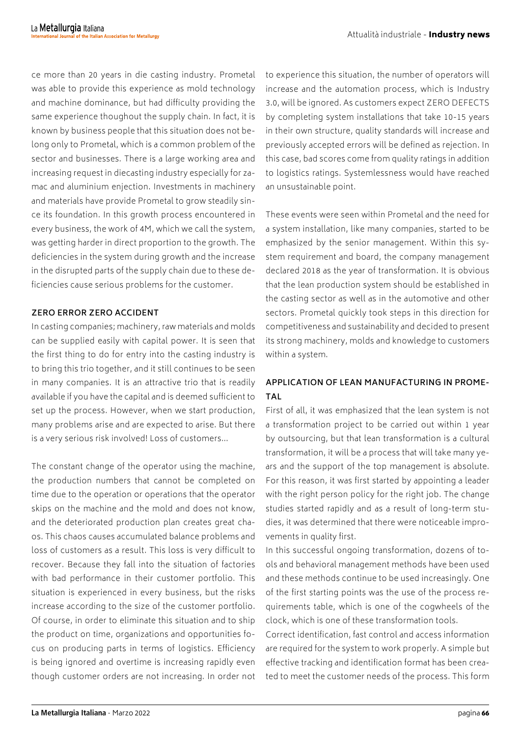ce more than 20 years in die casting industry. Prometal was able to provide this experience as mold technology and machine dominance, but had difficulty providing the same experience thoughout the supply chain. In fact, it is known by business people that this situation does not belong only to Prometal, which is a common problem of the sector and businesses. There is a large working area and increasing request in diecasting industry especially for zamac and aluminium enjection. Investments in machinery and materials have provide Prometal to grow steadily since its foundation. In this growth process encountered in every business, the work of 4M, which we call the system, was getting harder in direct proportion to the growth. The deficiencies in the system during growth and the increase in the disrupted parts of the supply chain due to these deficiencies cause serious problems for the customer.

## ZERO ERROR ZERO ACCIDENT

In casting companies; machinery, raw materials and molds can be supplied easily with capital power. It is seen that the first thing to do for entry into the casting industry is to bring this trio together, and it still continues to be seen in many companies. It is an attractive trio that is readily available if you have the capital and is deemed sufficient to set up the process. However, when we start production, many problems arise and are expected to arise. But there is a very serious risk involved! Loss of customers...

The constant change of the operator using the machine, the production numbers that cannot be completed on time due to the operation or operations that the operator skips on the machine and the mold and does not know, and the deteriorated production plan creates great chaos. This chaos causes accumulated balance problems and loss of customers as a result. This loss is very difficult to recover. Because they fall into the situation of factories with bad performance in their customer portfolio. This situation is experienced in every business, but the risks increase according to the size of the customer portfolio. Of course, in order to eliminate this situation and to ship the product on time, organizations and opportunities focus on producing parts in terms of logistics. Efficiency is being ignored and overtime is increasing rapidly even though customer orders are not increasing. In order not to experience this situation, the number of operators will increase and the automation process, which is Industry 3.0, will be ignored. As customers expect ZERO DEFECTS by completing system installations that take 10-15 years in their own structure, quality standards will increase and previously accepted errors will be defined as rejection. In this case, bad scores come from quality ratings in addition to logistics ratings. Systemlessness would have reached an unsustainable point.

These events were seen within Prometal and the need for a system installation, like many companies, started to be emphasized by the senior management. Within this system requirement and board, the company management declared 2018 as the year of transformation. It is obvious that the lean production system should be established in the casting sector as well as in the automotive and other sectors. Prometal quickly took steps in this direction for competitiveness and sustainability and decided to present its strong machinery, molds and knowledge to customers within a system.

## APPLICATION OF LEAN MANUFACTURING IN PROMETAL

First of all, it was emphasized that the lean system is not a transformation project to be carried out within 1 year by outsourcing, but that lean transformation is a cultural transformation, it will be a process that will take many years and the support of the top management is absolute. For this reason, it was first started by appointing a leader with the right person policy for the right job. The change studies started rapidly and as a result of long-term studies, it was determined that there were noticeable improvements in quality first.

In this successful ongoing transformation, dozens of tools and behavioral management methods have been used and these methods continue to be used increasingly. One of the first starting points was the use of the process requirements table, which is one of the cogwheels of the clock, which is one of these transformation tools.

Correct identification, fast control and access information are required for the system to work properly. A simple but effective tracking and identification format has been created to meet the customer needs of the process. This form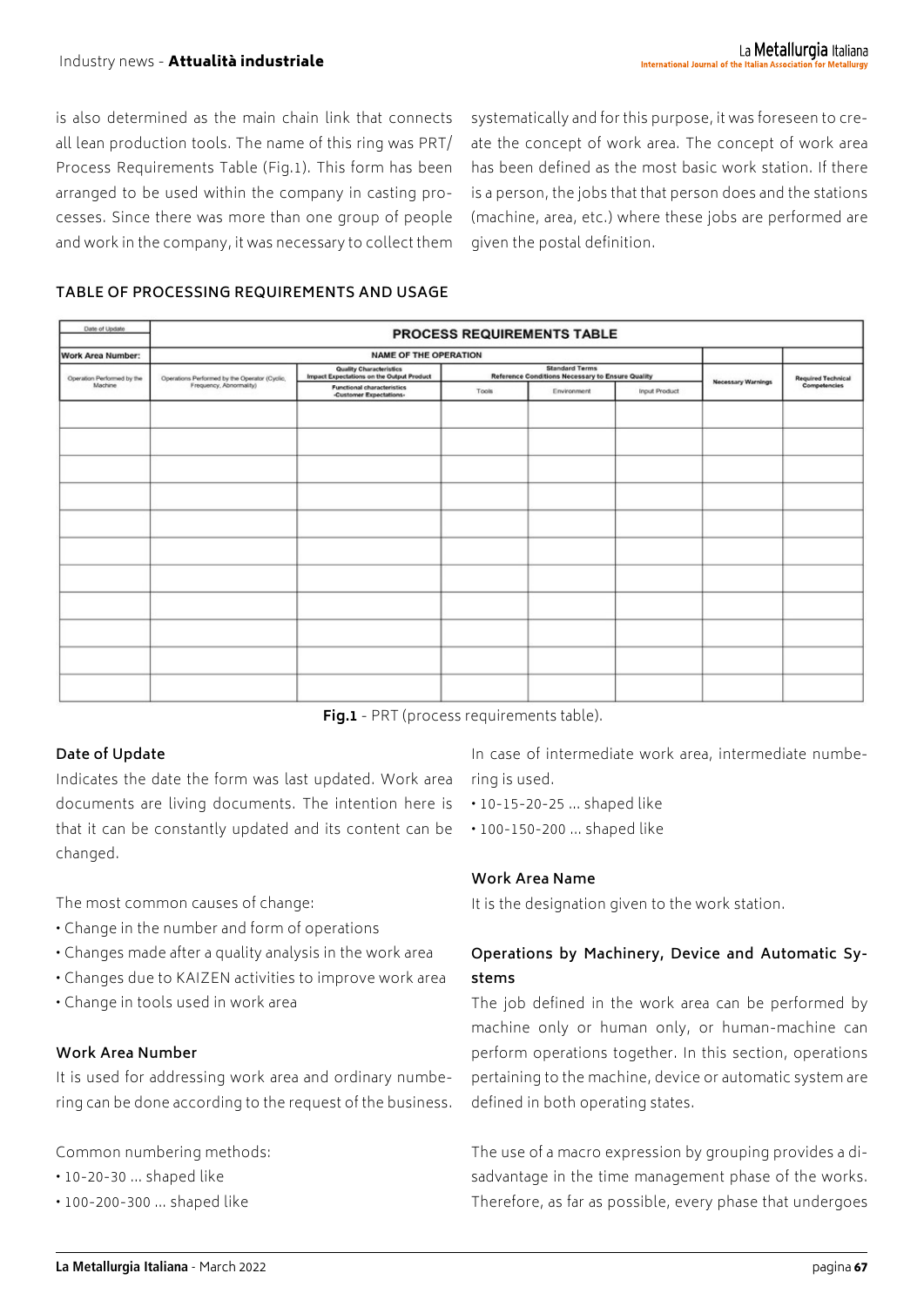is also determined as the main chain link that connects all lean production tools. The name of this ring was PRT/ Process Requirements Table (Fig.1). This form has been arranged to be used within the company in casting processes. Since there was more than one group of people and work in the company, it was necessary to collect them systematically and for this purpose, it was foreseen to create the concept of work area. The concept of work area has been defined as the most basic work station. If there is a person, the jobs that that person does and the stations (machine, area, etc.) where these jobs are performed are given the postal definition.

### TABLE OF PROCESSING REQUIREMENTS AND USAGE

| Date of Update | PROCESS REQUIREMENTS TABLE | | | | | | |
|---|---|---|---|---|---|---|---|
| **Work Area Number:** | NAME OF THE OPERATION | | | | | | |
| Operation Performed by the Machine | Operations Performed by the Operator (Cyclic, Frequency, Abnormality) | Quality Characteristics Impact Expectations on the Output Product / Functional characteristics -Customer Expectations- | Standard Terms Reference Conditions Necessary to Ensure Quality: Tools | Environment | Input Product | Necessary Warnings | Required Technical Competencies |
| | | | | | | | |
| | | | | | | | |
| | | | | | | | |
| | | | | | | | |
| | | | | | | | |
| | | | | | | | |
| | | | | | | | |
| | | | | | | | |
| | | | | | | | |
| | | | | | | | |
| | | | | | | | |

**Fig.1** - PRT (process requirements table).

#### Date of Update

Indicates the date the form was last updated. Work area documents are living documents. The intention here is that it can be constantly updated and its content can be changed.

The most common causes of change:

- Change in the number and form of operations
- Changes made after a quality analysis in the work area
- Changes due to KAIZEN activities to improve work area
- Change in tools used in work area

#### Work Area Number

It is used for addressing work area and ordinary numbering can be done according to the request of the business.

Common numbering methods:

- 10-20-30 ... shaped like
- 100-200-300 ... shaped like

In case of intermediate work area, intermediate numbering is used.

- 10-15-20-25 ... shaped like
- 100-150-200 ... shaped like

#### Work Area Name

It is the designation given to the work station.

#### Operations by Machinery, Device and Automatic Systems

The job defined in the work area can be performed by machine only or human only, or human-machine can perform operations together. In this section, operations pertaining to the machine, device or automatic system are defined in both operating states.

The use of a macro expression by grouping provides a disadvantage in the time management phase of the works. Therefore, as far as possible, every phase that undergoes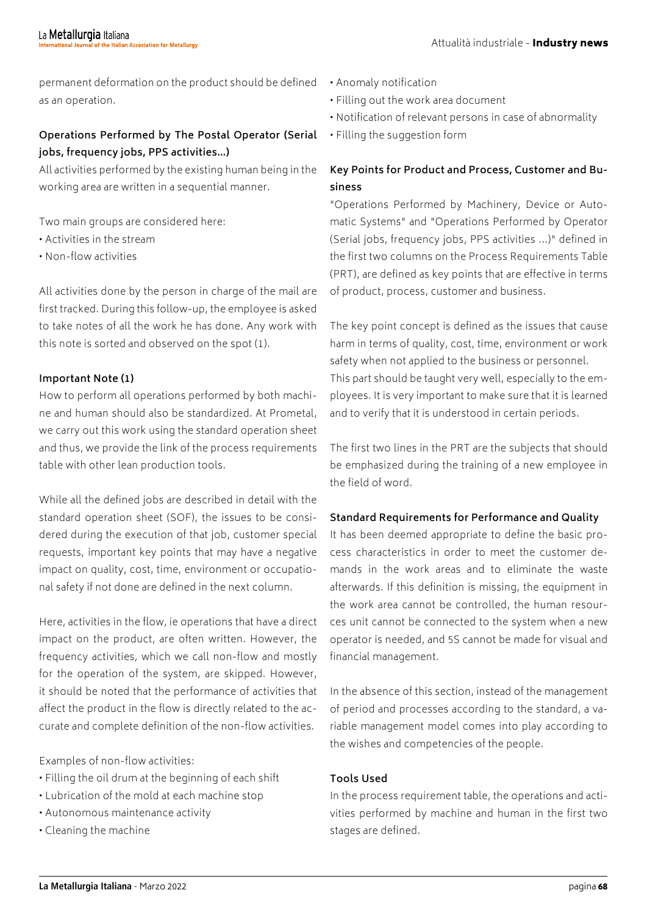permanent deformation on the product should be defined as an operation.

#### Operations Performed by The Postal Operator (Serial jobs, frequency jobs, PPS activities...)

All activities performed by the existing human being in the working area are written in a sequential manner.

Two main groups are considered here:

- Activities in the stream
- Non-flow activities

All activities done by the person in charge of the mail are first tracked. During this follow-up, the employee is asked to take notes of all the work he has done. Any work with this note is sorted and observed on the spot (1).

#### Important Note (1)

How to perform all operations performed by both machine and human should also be standardized. At Prometal, we carry out this work using the standard operation sheet and thus, we provide the link of the process requirements table with other lean production tools.

While all the defined jobs are described in detail with the standard operation sheet (SOF), the issues to be considered during the execution of that job, customer special requests, important key points that may have a negative impact on quality, cost, time, environment or occupational safety if not done are defined in the next column.

Here, activities in the flow, ie operations that have a direct impact on the product, are often written. However, the frequency activities, which we call non-flow and mostly for the operation of the system, are skipped. However, it should be noted that the performance of activities that affect the product in the flow is directly related to the accurate and complete definition of the non-flow activities.

Examples of non-flow activities:

- Filling the oil drum at the beginning of each shift
- Lubrication of the mold at each machine stop
- Autonomous maintenance activity
- Cleaning the machine
- Anomaly notification
- Filling out the work area document
- Notification of relevant persons in case of abnormality
- Filling the suggestion form

#### Key Points for Product and Process, Customer and Business

"Operations Performed by Machinery, Device or Automatic Systems" and "Operations Performed by Operator (Serial jobs, frequency jobs, PPS activities ...)" defined in the first two columns on the Process Requirements Table (PRT), are defined as key points that are effective in terms of product, process, customer and business.

The key point concept is defined as the issues that cause harm in terms of quality, cost, time, environment or work safety when not applied to the business or personnel.
This part should be taught very well, especially to the employees. It is very important to make sure that it is learned and to verify that it is understood in certain periods.

The first two lines in the PRT are the subjects that should be emphasized during the training of a new employee in the field of word.

#### Standard Requirements for Performance and Quality

It has been deemed appropriate to define the basic process characteristics in order to meet the customer demands in the work areas and to eliminate the waste afterwards. If this definition is missing, the equipment in the work area cannot be controlled, the human resources unit cannot be connected to the system when a new operator is needed, and 5S cannot be made for visual and financial management.

In the absence of this section, instead of the management of period and processes according to the standard, a variable management model comes into play according to the wishes and competencies of the people.

#### Tools Used

In the process requirement table, the operations and activities performed by machine and human in the first two stages are defined.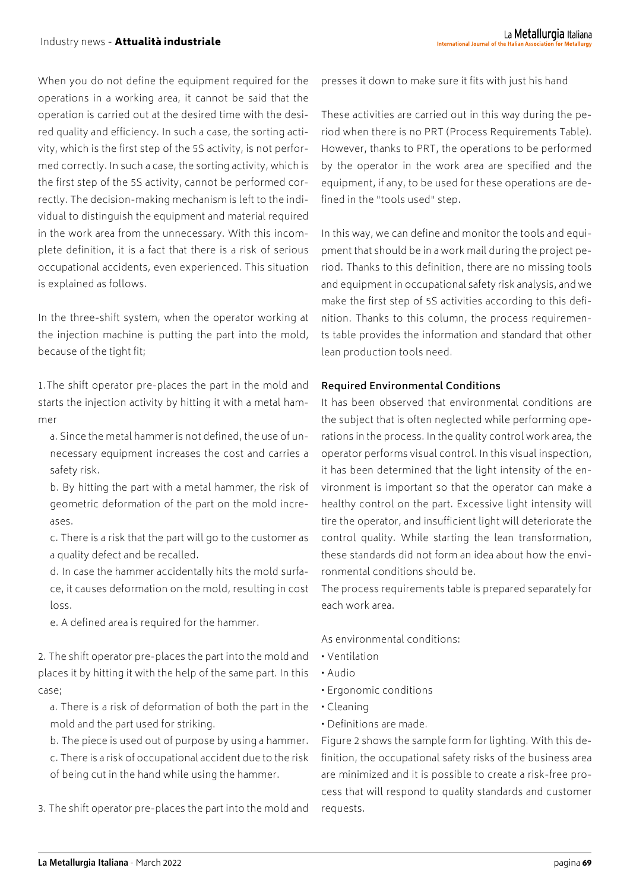When you do not define the equipment required for the operations in a working area, it cannot be said that the operation is carried out at the desired time with the desired quality and efficiency. In such a case, the sorting activity, which is the first step of the 5S activity, is not performed correctly. In such a case, the sorting activity, which is the first step of the 5S activity, cannot be performed correctly. The decision-making mechanism is left to the individual to distinguish the equipment and material required in the work area from the unnecessary. With this incomplete definition, it is a fact that there is a risk of serious occupational accidents, even experienced. This situation is explained as follows.

In the three-shift system, when the operator working at the injection machine is putting the part into the mold, because of the tight fit;

1.The shift operator pre-places the part in the mold and starts the injection activity by hitting it with a metal hammer

   a. Since the metal hammer is not defined, the use of unnecessary equipment increases the cost and carries a safety risk.

   b. By hitting the part with a metal hammer, the risk of geometric deformation of the part on the mold increases.

   c. There is a risk that the part will go to the customer as a quality defect and be recalled.

   d. In case the hammer accidentally hits the mold surface, it causes deformation on the mold, resulting in cost loss.

   e. A defined area is required for the hammer.

2. The shift operator pre-places the part into the mold and places it by hitting it with the help of the same part. In this case;

   a. There is a risk of deformation of both the part in the mold and the part used for striking.

   b. The piece is used out of purpose by using a hammer.

   c. There is a risk of occupational accident due to the risk of being cut in the hand while using the hammer.

3. The shift operator pre-places the part into the mold and presses it down to make sure it fits with just his hand

These activities are carried out in this way during the period when there is no PRT (Process Requirements Table). However, thanks to PRT, the operations to be performed by the operator in the work area are specified and the equipment, if any, to be used for these operations are defined in the "tools used" step.

In this way, we can define and monitor the tools and equipment that should be in a work mail during the project period. Thanks to this definition, there are no missing tools and equipment in occupational safety risk analysis, and we make the first step of 5S activities according to this definition. Thanks to this column, the process requirements table provides the information and standard that other lean production tools need.

**Required Environmental Conditions**

It has been observed that environmental conditions are the subject that is often neglected while performing operations in the process. In the quality control work area, the operator performs visual control. In this visual inspection, it has been determined that the light intensity of the environment is important so that the operator can make a healthy control on the part. Excessive light intensity will tire the operator, and insufficient light will deteriorate the control quality. While starting the lean transformation, these standards did not form an idea about how the environmental conditions should be.

The process requirements table is prepared separately for each work area.

As environmental conditions:

- Ventilation
- Audio
- Ergonomic conditions
- Cleaning
- Definitions are made.

Figure 2 shows the sample form for lighting. With this definition, the occupational safety risks of the business area are minimized and it is possible to create a risk-free process that will respond to quality standards and customer requests.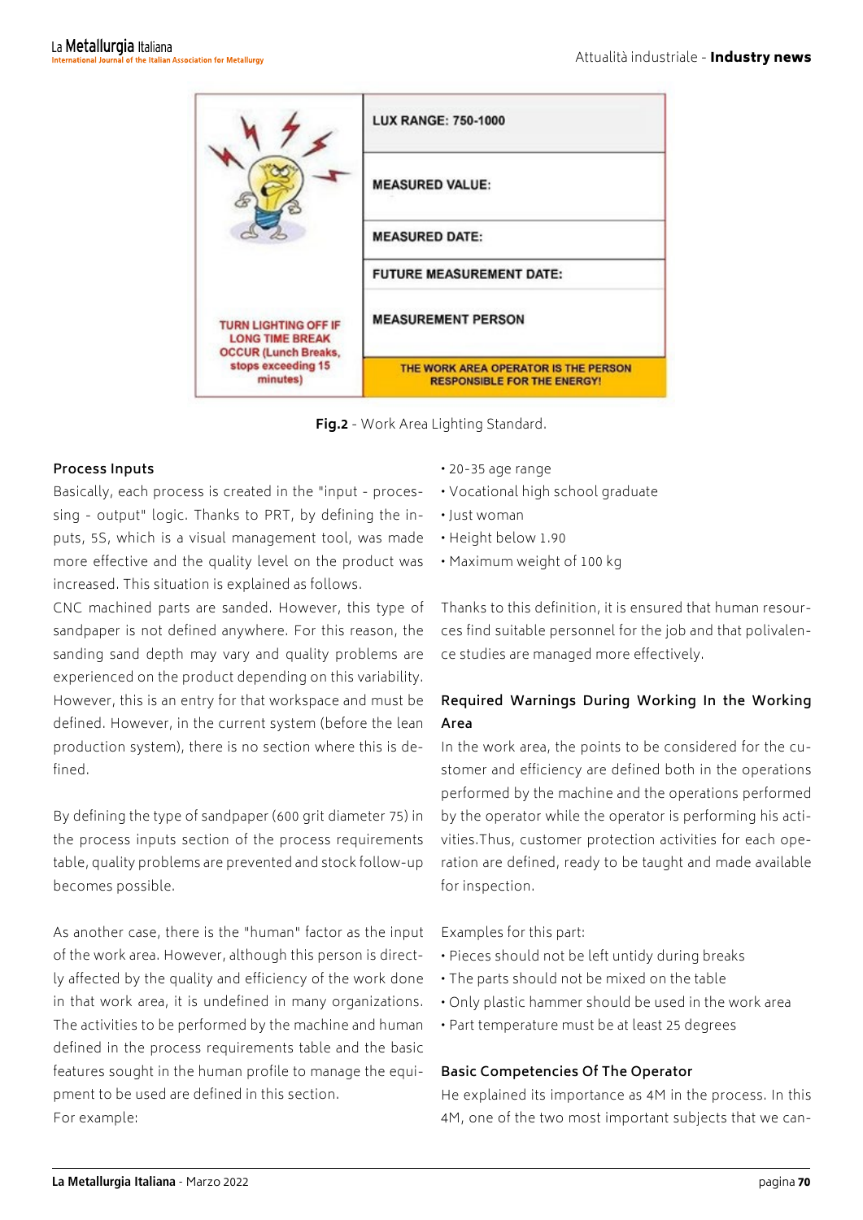| TURN LIGHTING OFF IF LONG TIME BREAK OCCUR (Lunch Breaks, stops exceeding 15 minutes) | LUX RANGE: 750-1000 |
| --- | --- |
| | MEASURED VALUE: |
| | MEASURED DATE: |
| | FUTURE MEASUREMENT DATE: |
| | MEASUREMENT PERSON |
| | THE WORK AREA OPERATOR IS THE PERSON RESPONSIBLE FOR THE ENERGY! |

**Fig.2** - Work Area Lighting Standard.

### Process Inputs

Basically, each process is created in the "input - processing - output" logic. Thanks to PRT, by defining the inputs, 5S, which is a visual management tool, was made more effective and the quality level on the product was increased. This situation is explained as follows.

CNC machined parts are sanded. However, this type of sandpaper is not defined anywhere. For this reason, the sanding sand depth may vary and quality problems are experienced on the product depending on this variability. However, this is an entry for that workspace and must be defined. However, in the current system (before the lean production system), there is no section where this is defined.

By defining the type of sandpaper (600 grit diameter 75) in the process inputs section of the process requirements table, quality problems are prevented and stock follow-up becomes possible.

As another case, there is the "human" factor as the input of the work area. However, although this person is directly affected by the quality and efficiency of the work done in that work area, it is undefined in many organizations. The activities to be performed by the machine and human defined in the process requirements table and the basic features sought in the human profile to manage the equipment to be used are defined in this section.

For example:

- 20-35 age range
- Vocational high school graduate
- Just woman
- Height below 1.90
- Maximum weight of 100 kg

Thanks to this definition, it is ensured that human resources find suitable personnel for the job and that polivalence studies are managed more effectively.

### Required Warnings During Working In the Working Area

In the work area, the points to be considered for the customer and efficiency are defined both in the operations performed by the machine and the operations performed by the operator while the operator is performing his activities.Thus, customer protection activities for each operation are defined, ready to be taught and made available for inspection.

Examples for this part:

- Pieces should not be left untidy during breaks
- The parts should not be mixed on the table
- Only plastic hammer should be used in the work area
- Part temperature must be at least 25 degrees

### Basic Competencies Of The Operator

He explained its importance as 4M in the process. In this 4M, one of the two most important subjects that we can-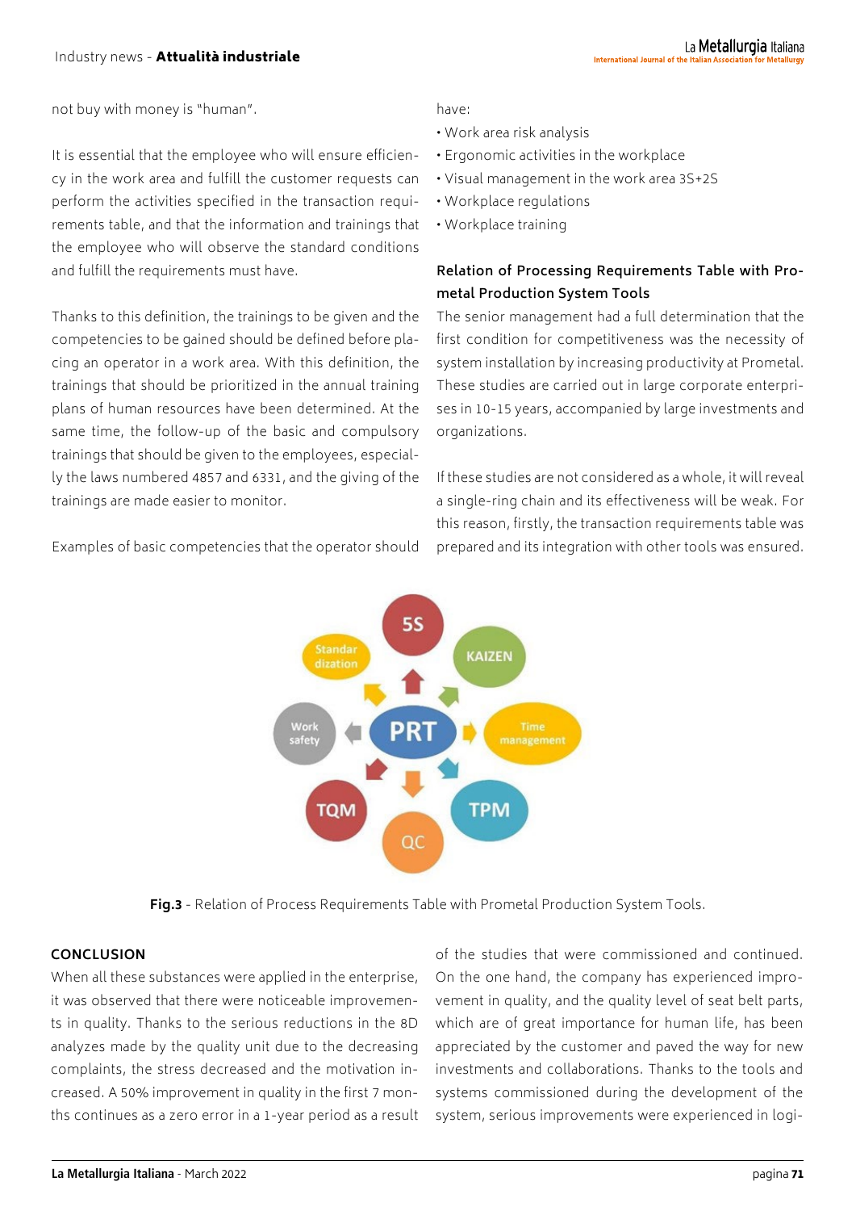not buy with money is "human".

It is essential that the employee who will ensure efficiency in the work area and fulfill the customer requests can perform the activities specified in the transaction requirements table, and that the information and trainings that the employee who will observe the standard conditions and fulfill the requirements must have.

Thanks to this definition, the trainings to be given and the competencies to be gained should be defined before placing an operator in a work area. With this definition, the trainings that should be prioritized in the annual training plans of human resources have been determined. At the same time, the follow-up of the basic and compulsory trainings that should be given to the employees, especially the laws numbered 4857 and 6331, and the giving of the trainings are made easier to monitor.

Examples of basic competencies that the operator should have:

- Work area risk analysis
- Ergonomic activities in the workplace
- Visual management in the work area 3S+2S
- Workplace regulations
- Workplace training

### Relation of Processing Requirements Table with Prometal Production System Tools

The senior management had a full determination that the first condition for competitiveness was the necessity of system installation by increasing productivity at Prometal. These studies are carried out in large corporate enterprises in 10-15 years, accompanied by large investments and organizations.

If these studies are not considered as a whole, it will reveal a single-ring chain and its effectiveness will be weak. For this reason, firstly, the transaction requirements table was prepared and its integration with other tools was ensured.

**Fig.3** - Relation of Process Requirements Table with Prometal Production System Tools.

## CONCLUSION

When all these substances were applied in the enterprise, it was observed that there were noticeable improvements in quality. Thanks to the serious reductions in the 8D analyzes made by the quality unit due to the decreasing complaints, the stress decreased and the motivation increased. A 50% improvement in quality in the first 7 months continues as a zero error in a 1-year period as a result of the studies that were commissioned and continued. On the one hand, the company has experienced improvement in quality, and the quality level of seat belt parts, which are of great importance for human life, has been appreciated by the customer and paved the way for new investments and collaborations. Thanks to the tools and systems commissioned during the development of the system, serious improvements were experienced in logi-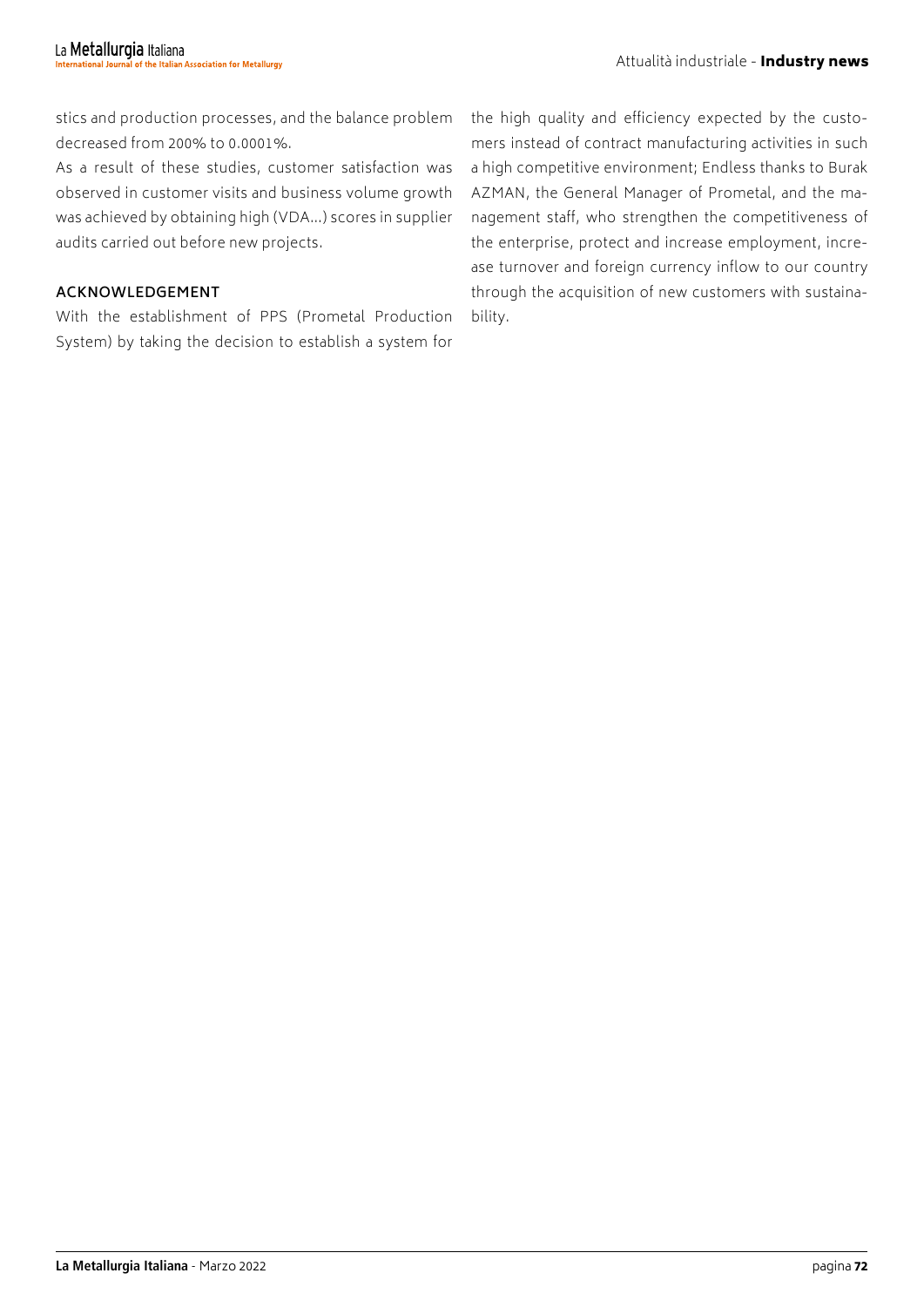stics and production processes, and the balance problem decreased from 200% to 0.0001%.

As a result of these studies, customer satisfaction was observed in customer visits and business volume growth was achieved by obtaining high (VDA...) scores in supplier audits carried out before new projects.

## ACKNOWLEDGEMENT

With the establishment of PPS (Prometal Production System) by taking the decision to establish a system for the high quality and efficiency expected by the customers instead of contract manufacturing activities in such a high competitive environment; Endless thanks to Burak AZMAN, the General Manager of Prometal, and the management staff, who strengthen the competitiveness of the enterprise, protect and increase employment, increase turnover and foreign currency inflow to our country through the acquisition of new customers with sustainability.